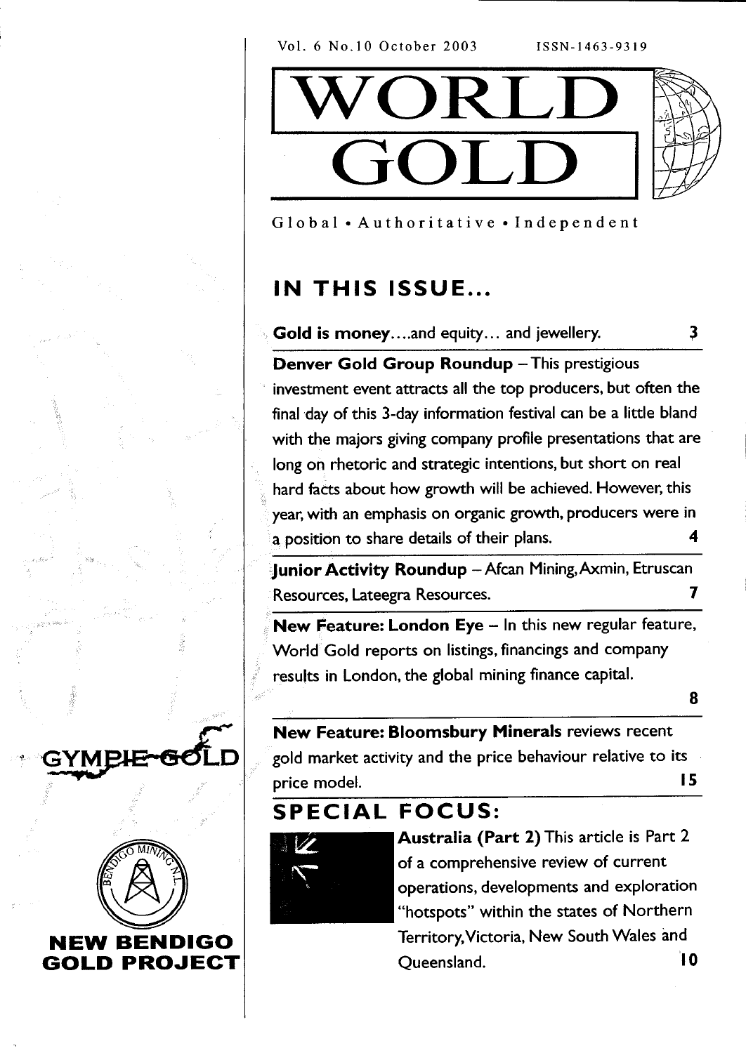Vol. 6 No.10 October 2003 ISSN-1463-9319

# WORLD GOLD

Global • Authoritative • Independent

## IN THIS ISSUE...

**Gold is money**....and equity... and jewellery. 3

**Denver Gold Group Roundup** – This prestigious investment event attracts all the top producers, but often the final day of this 3-day information festival can be a little bland with the majors giving company profile presentations that are long on rhetoric and strategic intentions, but short on real hard facts about how growth will be achieved. However, this year, with an emphasis on organic growth, producers were in a position to share details of their plans. 4

**Junior Activity Roundup** – Afcan Mining, Axmin, Etruscan Resources, Lateegra Resources. 7

**New Feature: London Eye** – In this new regular feature, World Gold reports on listings, financings and company results in London, the global mining finance capital. 8

**New Feature: Bloomsbury Minerals** reviews recent gold market activity and the price behaviour relative to its price model. 15

## SPECIAL FOCUS:

**Australia (Part 2)** This article is Part 2 of a comprehensive review of current operations, developments and exploration "hotspots" within the states of Northern Territory, Victoria, New South Wales and Queensland. 10

GYMPIE GOLD

BENDIGO MINING N.L.

**NEW BENDIGO GOLD PROJECT**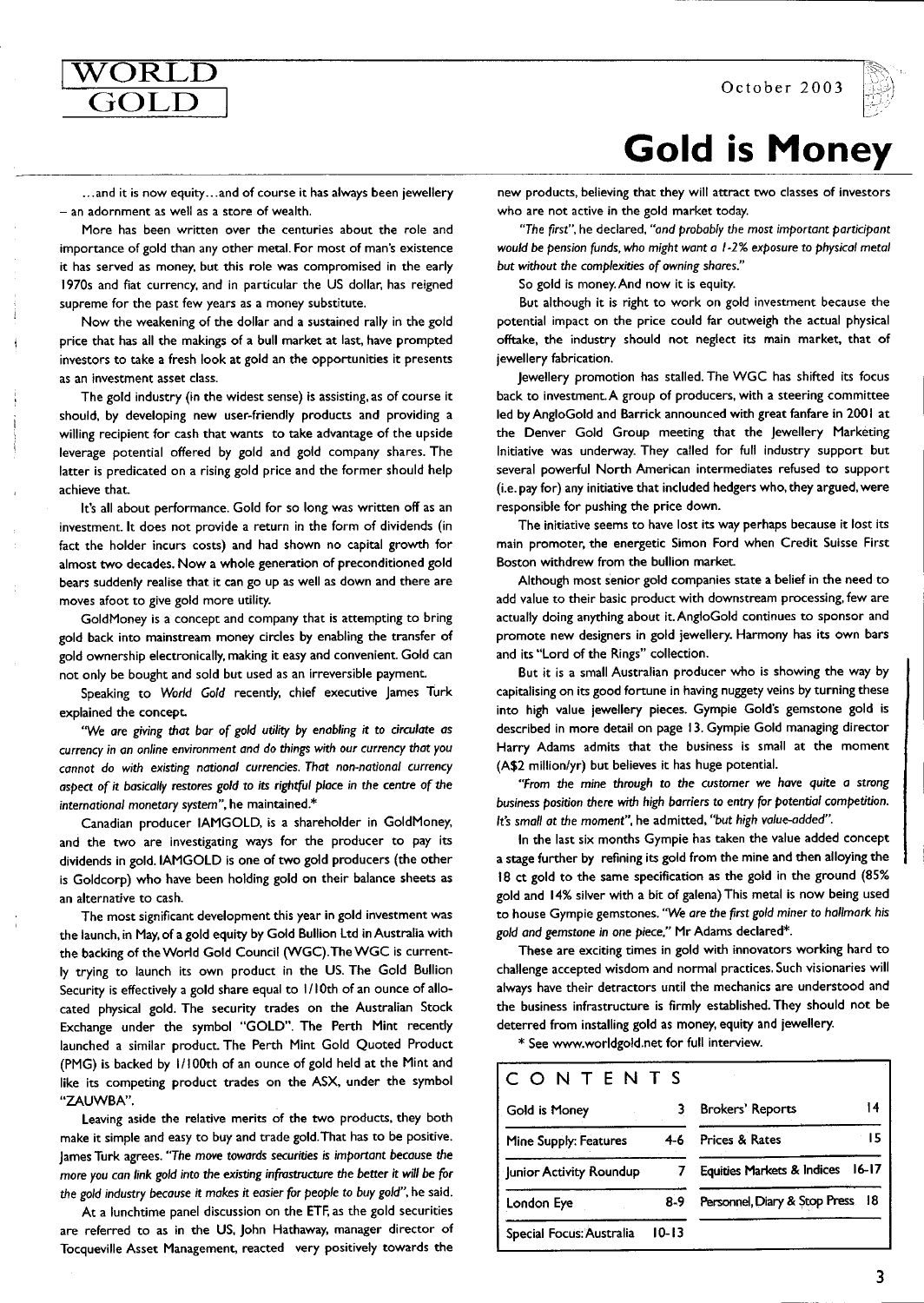# Gold is Money

...and it is now equity...and of course it has always been jewellery – an adornment as well as a store of wealth.

More has been written over the centuries about the role and importance of gold than any other metal. For most of man's existence it has served as money, but this role was compromised in the early 1970s and fiat currency, and in particular the US dollar, has reigned supreme for the past few years as a money substitute.

Now the weakening of the dollar and a sustained rally in the gold price that has all the makings of a bull market at last, have prompted investors to take a fresh look at gold an the opportunities it presents as an investment asset class.

The gold industry (in the widest sense) is assisting, as of course it should, by developing new user-friendly products and providing a willing recipient for cash that wants to take advantage of the upside leverage potential offered by gold and gold company shares. The latter is predicated on a rising gold price and the former should help achieve that.

It's all about performance. Gold for so long was written off as an investment. It does not provide a return in the form of dividends (in fact the holder incurs costs) and had shown no capital growth for almost two decades. Now a whole generation of preconditioned gold bears suddenly realise that it can go up as well as down and there are moves afoot to give gold more utility.

GoldMoney is a concept and company that is attempting to bring gold back into mainstream money circles by enabling the transfer of gold ownership electronically, making it easy and convenient. Gold can not only be bought and sold but used as an irreversible payment.

Speaking to *World Gold* recently, chief executive James Turk explained the concept.

*"We are giving that bar of gold utility by enabling it to circulate as currency in an online environment and do things with our currency that you cannot do with existing national currencies. That non-national currency aspect of it basically restores gold to its rightful place in the centre of the international monetary system"*, he maintained.*

Canadian producer IAMGOLD, is a shareholder in GoldMoney, and the two are investigating ways for the producer to pay its dividends in gold. IAMGOLD is one of two gold producers (the other is Goldcorp) who have been holding gold on their balance sheets as an alternative to cash.

The most significant development this year in gold investment was the launch, in May, of a gold equity by Gold Bullion Ltd in Australia with the backing of the World Gold Council (WGC). The WGC is currently trying to launch its own product in the US. The Gold Bullion Security is effectively a gold share equal to 1/10th of an ounce of allocated physical gold. The security trades on the Australian Stock Exchange under the symbol "GOLD". The Perth Mint recently launched a similar product. The Perth Mint Gold Quoted Product (PMG) is backed by 1/100th of an ounce of gold held at the Mint and like its competing product trades on the ASX, under the symbol "ZAUWBA".

Leaving aside the relative merits of the two products, they both make it simple and easy to buy and trade gold. That has to be positive. James Turk agrees. *"The move towards securities is important because the more you can link gold into the existing infrastructure the better it will be for the gold industry because it makes it easier for people to buy gold"*, he said.

At a lunchtime panel discussion on the ETF, as the gold securities are referred to as in the US, John Hathaway, manager director of Tocqueville Asset Management, reacted very positively towards the new products, believing that they will attract two classes of investors who are not active in the gold market today.

*"The first"*, he declared, *"and probably the most important participant would be pension funds, who might want a 1-2% exposure to physical metal but without the complexities of owning shares."*

So gold is money. And now it is equity.

But although it is right to work on gold investment because the potential impact on the price could far outweigh the actual physical offtake, the industry should not neglect its main market, that of jewellery fabrication.

Jewellery promotion has stalled. The WGC has shifted its focus back to investment. A group of producers, with a steering committee led by AngloGold and Barrick announced with great fanfare in 2001 at the Denver Gold Group meeting that the Jewellery Marketing Initiative was underway. They called for full industry support but several powerful North American intermediates refused to support (i.e. pay for) any initiative that included hedgers who, they argued, were responsible for pushing the price down.

The initiative seems to have lost its way perhaps because it lost its main promoter, the energetic Simon Ford when Credit Suisse First Boston withdrew from the bullion market.

Although most senior gold companies state a belief in the need to add value to their basic product with downstream processing, few are actually doing anything about it. AngloGold continues to sponsor and promote new designers in gold jewellery. Harmony has its own bars and its "Lord of the Rings" collection.

But it is a small Australian producer who is showing the way by capitalising on its good fortune in having nuggety veins by turning these into high value jewellery pieces. Gympie Gold's gemstone gold is described in more detail on page 13. Gympie Gold managing director Harry Adams admits that the business is small at the moment (A$2 million/yr) but believes it has huge potential.

*"From the mine through to the customer we have quite a strong business position there with high barriers to entry for potential competition. It's small at the moment"*, he admitted, *"but high value-added"*.

In the last six months Gympie has taken the value added concept a stage further by refining its gold from the mine and then alloying the 18 ct gold to the same specification as the gold in the ground (85% gold and 14% silver with a bit of galena) This metal is now being used to house Gympie gemstones. *"We are the first gold miner to hallmark his gold and gemstone in one piece,"* Mr Adams declared*.

These are exciting times in gold with innovators working hard to challenge accepted wisdom and normal practices. Such visionaries will always have their detractors until the mechanics are understood and the business infrastructure is firmly established. They should not be deterred from installing gold as money, equity and jewellery.

\* See www.worldgold.net for full interview.

## CONTENTS

| | | | |
|---|---|---|---|
| Gold is Money | 3 | Brokers' Reports | 14 |
| Mine Supply: Features | 4-6 | Prices & Rates | 15 |
| Junior Activity Roundup | 7 | Equities Markets & Indices | 16-17 |
| London Eye | 8-9 | Personnel, Diary & Stop Press | 18 |
| Special Focus: Australia | 10-13 | | |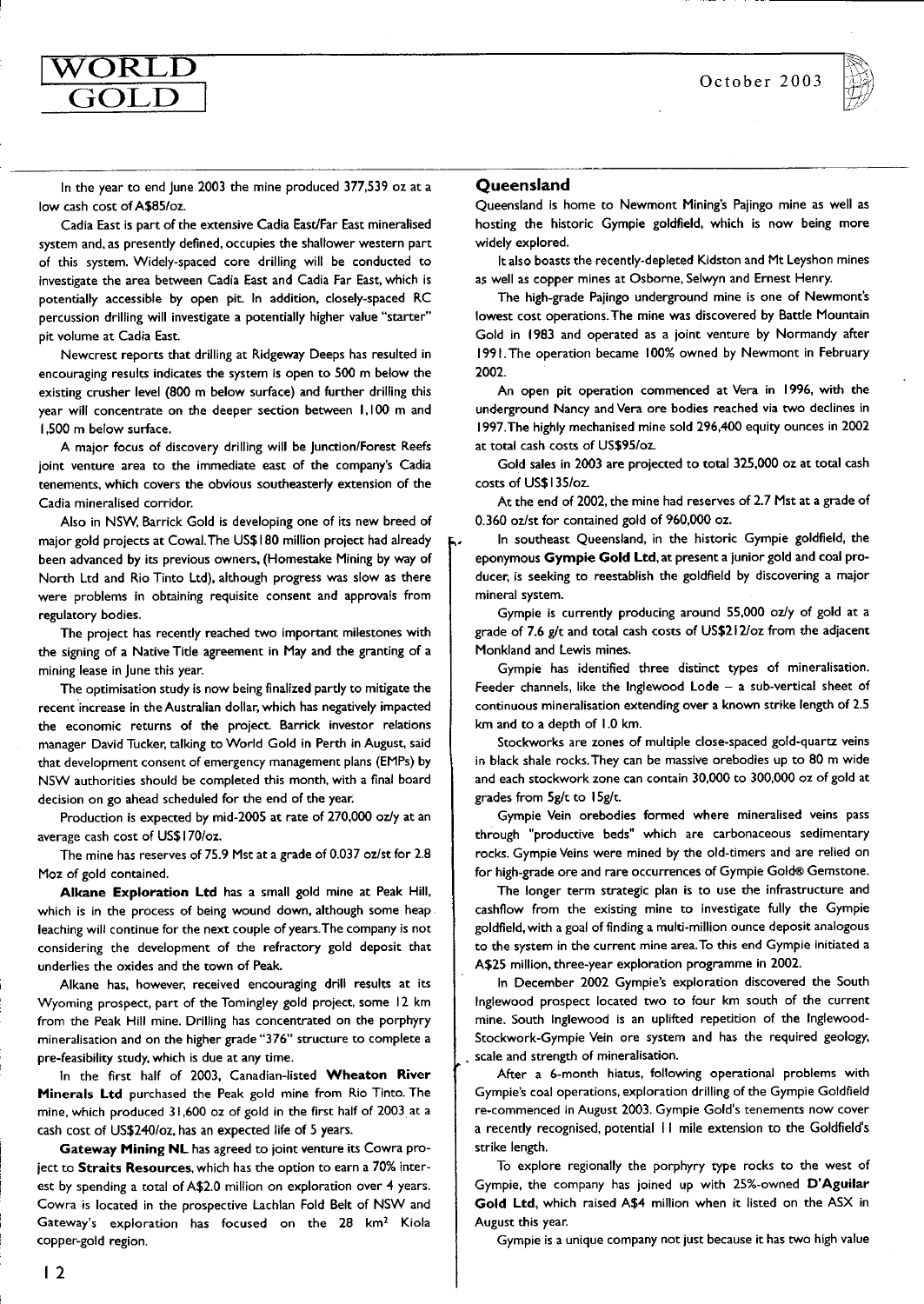In the year to end June 2003 the mine produced 377,539 oz at a low cash cost of A$85/oz.

Cadia East is part of the extensive Cadia East/Far East mineralised system and, as presently defined, occupies the shallower western part of this system. Widely-spaced core drilling will be conducted to investigate the area between Cadia East and Cadia Far East, which is potentially accessible by open pit. In addition, closely-spaced RC percussion drilling will investigate a potentially higher value "starter" pit volume at Cadia East.

Newcrest reports that drilling at Ridgeway Deeps has resulted in encouraging results indicates the system is open to 500 m below the existing crusher level (800 m below surface) and further drilling this year will concentrate on the deeper section between 1,100 m and 1,500 m below surface.

A major focus of discovery drilling will be Junction/Forest Reefs joint venture area to the immediate east of the company's Cadia tenements, which covers the obvious southeasterly extension of the Cadia mineralised corridor.

Also in NSW, Barrick Gold is developing one of its new breed of major gold projects at Cowal. The US$180 million project had already been advanced by its previous owners, (Homestake Mining by way of North Ltd and Rio Tinto Ltd), although progress was slow as there were problems in obtaining requisite consent and approvals from regulatory bodies.

The project has recently reached two important milestones with the signing of a Native Title agreement in May and the granting of a mining lease in June this year.

The optimisation study is now being finalized partly to mitigate the recent increase in the Australian dollar, which has negatively impacted the economic returns of the project. Barrick investor relations manager David Tucker, talking to World Gold in Perth in August, said that development consent of emergency management plans (EMPs) by NSW authorities should be completed this month, with a final board decision on go ahead scheduled for the end of the year.

Production is expected by mid-2005 at rate of 270,000 oz/y at an average cash cost of US$170/oz.

The mine has reserves of 75.9 Mst at a grade of 0.037 oz/st for 2.8 Moz of gold contained.

**Alkane Exploration Ltd** has a small gold mine at Peak Hill, which is in the process of being wound down, although some heap leaching will continue for the next couple of years. The company is not considering the development of the refractory gold deposit that underlies the oxides and the town of Peak.

Alkane has, however, received encouraging drill results at its Wyoming prospect, part of the Tomingley gold project, some 12 km from the Peak Hill mine. Drilling has concentrated on the porphyry mineralisation and on the higher grade "376" structure to complete a pre-feasibility study, which is due at any time.

In the first half of 2003, Canadian-listed **Wheaton River Minerals Ltd** purchased the Peak gold mine from Rio Tinto. The mine, which produced 31,600 oz of gold in the first half of 2003 at a cash cost of US$240/oz, has an expected life of 5 years.

**Gateway Mining NL** has agreed to joint venture its Cowra project to **Straits Resources**, which has the option to earn a 70% interest by spending a total of A$2.0 million on exploration over 4 years. Cowra is located in the prospective Lachlan Fold Belt of NSW and Gateway's exploration has focused on the 28 km$^2$ Kiola copper-gold region.

## Queensland

Queensland is home to Newmont Mining's Pajingo mine as well as hosting the historic Gympie goldfield, which is now being more widely explored.

It also boasts the recently-depleted Kidston and Mt Leyshon mines as well as copper mines at Osborne, Selwyn and Ernest Henry.

The high-grade Pajingo underground mine is one of Newmont's lowest cost operations. The mine was discovered by Battle Mountain Gold in 1983 and operated as a joint venture by Normandy after 1991. The operation became 100% owned by Newmont in February 2002.

An open pit operation commenced at Vera in 1996, with the underground Nancy and Vera ore bodies reached via two declines in 1997. The highly mechanised mine sold 296,400 equity ounces in 2002 at total cash costs of US$95/oz.

Gold sales in 2003 are projected to total 325,000 oz at total cash costs of US$135/oz.

At the end of 2002, the mine had reserves of 2.7 Mst at a grade of 0.360 oz/st for contained gold of 960,000 oz.

In southeast Queensland, in the historic Gympie goldfield, the eponymous **Gympie Gold Ltd**, at present a junior gold and coal producer, is seeking to reestablish the goldfield by discovering a major mineral system.

Gympie is currently producing around 55,000 oz/y of gold at a grade of 7.6 g/t and total cash costs of US$212/oz from the adjacent Monkland and Lewis mines.

Gympie has identified three distinct types of mineralisation. Feeder channels, like the Inglewood Lode – a sub-vertical sheet of continuous mineralisation extending over a known strike length of 2.5 km and to a depth of 1.0 km.

Stockworks are zones of multiple close-spaced gold-quartz veins in black shale rocks. They can be massive orebodies up to 80 m wide and each stockwork zone can contain 30,000 to 300,000 oz of gold at grades from 5g/t to 15g/t.

Gympie Vein orebodies formed where mineralised veins pass through "productive beds" which are carbonaceous sedimentary rocks. Gympie Veins were mined by the old-timers and are relied on for high-grade ore and rare occurrences of Gympie Gold® Gemstone.

The longer term strategic plan is to use the infrastructure and cashflow from the existing mine to investigate fully the Gympie goldfield, with a goal of finding a multi-million ounce deposit analogous to the system in the current mine area. To this end Gympie initiated a A$25 million, three-year exploration programme in 2002.

In December 2002 Gympie's exploration discovered the South Inglewood prospect located two to four km south of the current mine. South Inglewood is an uplifted repetition of the Inglewood-Stockwork-Gympie Vein ore system and has the required geology, scale and strength of mineralisation.

After a 6-month hiatus, following operational problems with Gympie's coal operations, exploration drilling of the Gympie Goldfield re-commenced in August 2003. Gympie Gold's tenements now cover a recently recognised, potential 11 mile extension to the Goldfield's strike length.

To explore regionally the porphyry type rocks to the west of Gympie, the company has joined up with 25%-owned **D'Aguilar Gold Ltd**, which raised A$4 million when it listed on the ASX in August this year.

Gympie is a unique company not just because it has two high value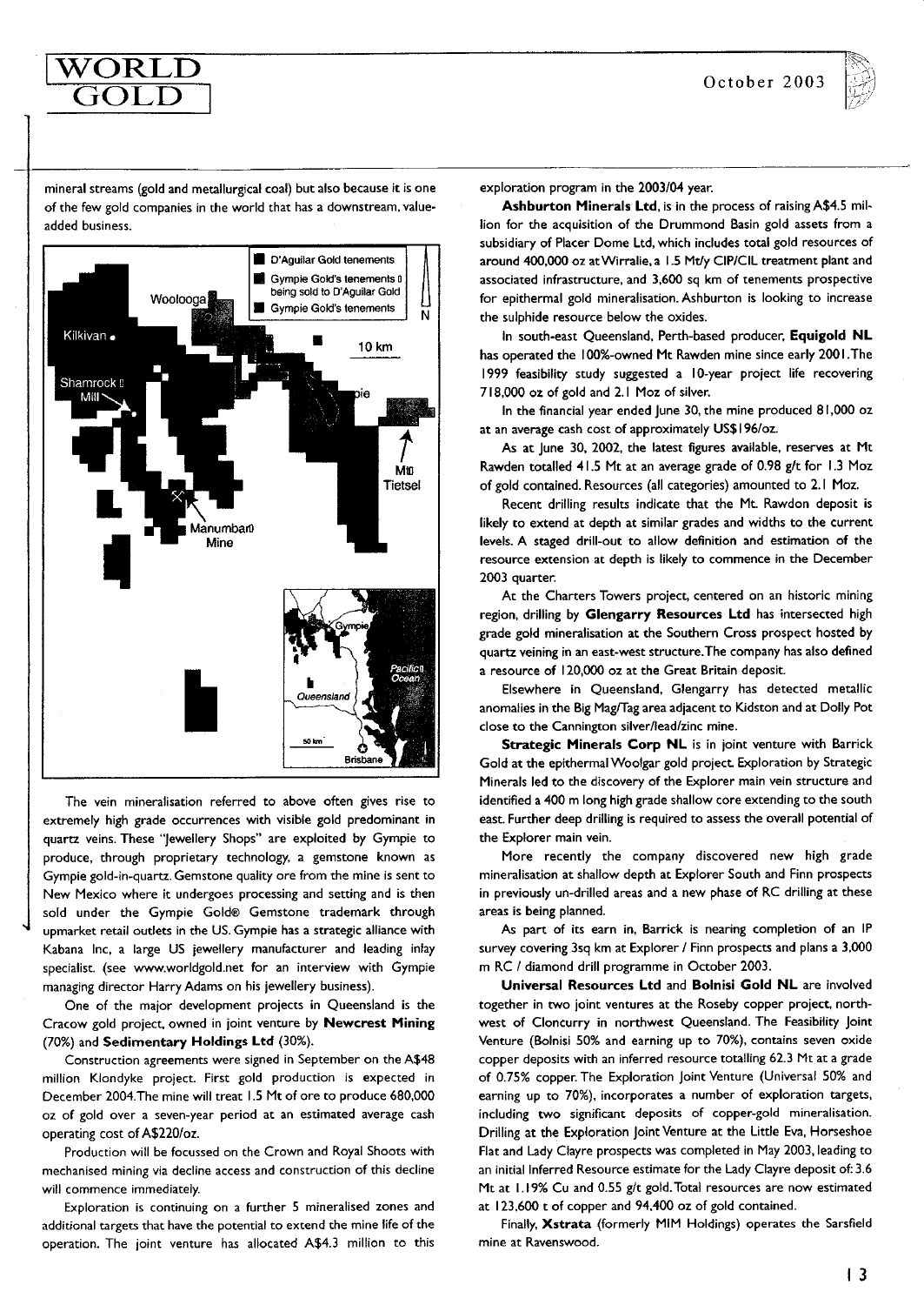mineral streams (gold and metallurgical coal) but also because it is one of the few gold companies in the world that has a downstream, value-added business.

D'Aguilar Gold tenements
Gympie Gold's tenements being sold to D'Aguilar Gold
Gympie Gold's tenements
N
10 km
Woolooga
Kilkivan
Shamrock Mill
Gympie
Mt Tietsel
Manumbar Mine
Gympie
Pacific Ocean
Queensland
50 km
Brisbane

The vein mineralisation referred to above often gives rise to extremely high grade occurrences with visible gold predominant in quartz veins. These "Jewellery Shops" are exploited by Gympie to produce, through proprietary technology, a gemstone known as Gympie gold-in-quartz. Gemstone quality ore from the mine is sent to New Mexico where it undergoes processing and setting and is then sold under the Gympie Gold® Gemstone trademark through upmarket retail outlets in the US. Gympie has a strategic alliance with Kabana Inc, a large US jewellery manufacturer and leading inlay specialist. (see www.worldgold.net for an interview with Gympie managing director Harry Adams on his jewellery business).

One of the major development projects in Queensland is the Cracow gold project, owned in joint venture by **Newcrest Mining** (70%) and **Sedimentary Holdings Ltd** (30%).

Construction agreements were signed in September on the A$48 million Klondyke project. First gold production is expected in December 2004. The mine will treat 1.5 Mt of ore to produce 680,000 oz of gold over a seven-year period at an estimated average cash operating cost of A$220/oz.

Production will be focussed on the Crown and Royal Shoots with mechanised mining via decline access and construction of this decline will commence immediately.

Exploration is continuing on a further 5 mineralised zones and additional targets that have the potential to extend the mine life of the operation. The joint venture has allocated A$4.3 million to this exploration program in the 2003/04 year.

**Ashburton Minerals Ltd.** is in the process of raising A$4.5 million for the acquisition of the Drummond Basin gold assets from a subsidiary of Placer Dome Ltd, which includes total gold resources of around 400,000 oz at Wirralie, a 1.5 Mt/y CIP/CIL treatment plant and associated infrastructure, and 3,600 sq km of tenements prospective for epithermal gold mineralisation. Ashburton is looking to increase the sulphide resource below the oxides.

In south-east Queensland, Perth-based producer, **Equigold NL** has operated the 100%-owned Mt Rawden mine since early 2001. The 1999 feasibility study suggested a 10-year project life recovering 718,000 oz of gold and 2.1 Moz of silver.

In the financial year ended June 30, the mine produced 81,000 oz at an average cash cost of approximately US$196/oz.

As at June 30, 2002, the latest figures available, reserves at Mt Rawden totalled 41.5 Mt at an average grade of 0.98 g/t for 1.3 Moz of gold contained. Resources (all categories) amounted to 2.1 Moz.

Recent drilling results indicate that the Mt. Rawdon deposit is likely to extend at depth at similar grades and widths to the current levels. A staged drill-out to allow definition and estimation of the resource extension at depth is likely to commence in the December 2003 quarter.

At the Charters Towers project, centered on an historic mining region, drilling by **Glengarry Resources Ltd** has intersected high grade gold mineralisation at the Southern Cross prospect hosted by quartz veining in an east-west structure. The company has also defined a resource of 120,000 oz at the Great Britain deposit.

Elsewhere in Queensland, Glengarry has detected metallic anomalies in the Big Mag/Tag area adjacent to Kidston and at Dolly Pot close to the Cannington silver/lead/zinc mine.

**Strategic Minerals Corp NL** is in joint venture with Barrick Gold at the epithermal Woolgar gold project. Exploration by Strategic Minerals led to the discovery of the Explorer main vein structure and identified a 400 m long high grade shallow core extending to the south east. Further deep drilling is required to assess the overall potential of the Explorer main vein.

More recently the company discovered new high grade mineralisation at shallow depth at Explorer South and Finn prospects in previously un-drilled areas and a new phase of RC drilling at these areas is being planned.

As part of its earn in, Barrick is nearing completion of an IP survey covering 3sq km at Explorer / Finn prospects and plans a 3,000 m RC / diamond drill programme in October 2003.

**Universal Resources Ltd** and **Bolnisi Gold NL** are involved together in two joint ventures at the Roseby copper project, north-west of Cloncurry in northwest Queensland. The Feasibility Joint Venture (Bolnisi 50% and earning up to 70%), contains seven oxide copper deposits with an inferred resource totalling 62.3 Mt at a grade of 0.75% copper. The Exploration Joint Venture (Universal 50% and earning up to 70%), incorporates a number of exploration targets, including two significant deposits of copper-gold mineralisation. Drilling at the Exploration Joint Venture at the Little Eva, Horseshoe Flat and Lady Clayre prospects was completed in May 2003, leading to an initial Inferred Resource estimate for the Lady Clayre deposit of: 3.6 Mt at 1.19% Cu and 0.55 g/t gold. Total resources are now estimated at 123,600 t of copper and 94,400 oz of gold contained.

Finally, **Xstrata** (formerly MIM Holdings) operates the Sarsfield mine at Ravenswood.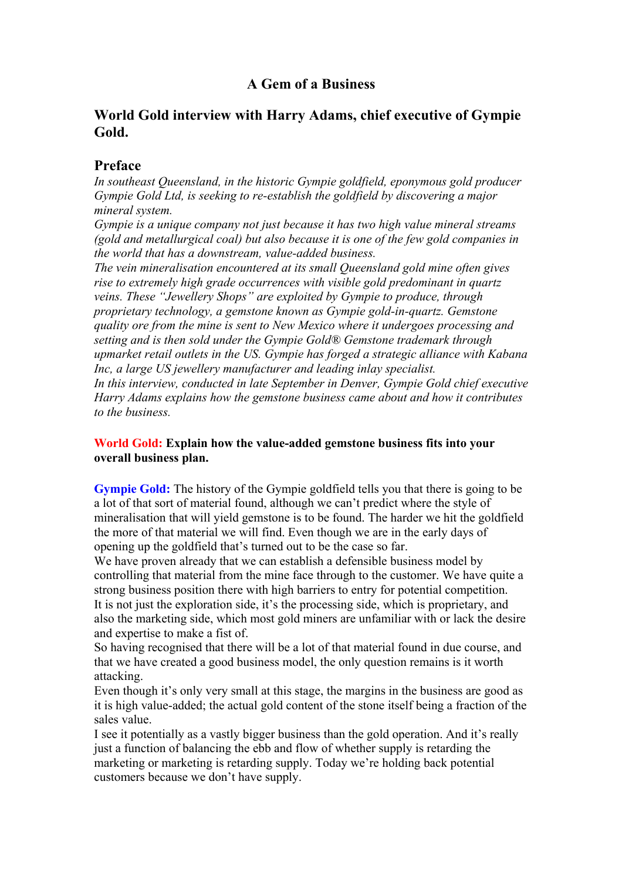# A Gem of a Business

## World Gold interview with Harry Adams, chief executive of Gympie Gold.

## Preface

*In southeast Queensland, in the historic Gympie goldfield, eponymous gold producer Gympie Gold Ltd, is seeking to re-establish the goldfield by discovering a major mineral system.*

*Gympie is a unique company not just because it has two high value mineral streams (gold and metallurgical coal) but also because it is one of the few gold companies in the world that has a downstream, value-added business.*

*The vein mineralisation encountered at its small Queensland gold mine often gives rise to extremely high grade occurrences with visible gold predominant in quartz veins. These "Jewellery Shops" are exploited by Gympie to produce, through proprietary technology, a gemstone known as Gympie gold-in-quartz. Gemstone quality ore from the mine is sent to New Mexico where it undergoes processing and setting and is then sold under the Gympie Gold® Gemstone trademark through upmarket retail outlets in the US. Gympie has forged a strategic alliance with Kabana Inc, a large US jewellery manufacturer and leading inlay specialist.*

*In this interview, conducted in late September in Denver, Gympie Gold chief executive Harry Adams explains how the gemstone business came about and how it contributes to the business.*

**World Gold: Explain how the value-added gemstone business fits into your overall business plan.**

**Gympie Gold:** The history of the Gympie goldfield tells you that there is going to be a lot of that sort of material found, although we can't predict where the style of mineralisation that will yield gemstone is to be found. The harder we hit the goldfield the more of that material we will find. Even though we are in the early days of opening up the goldfield that's turned out to be the case so far.

We have proven already that we can establish a defensible business model by controlling that material from the mine face through to the customer. We have quite a strong business position there with high barriers to entry for potential competition.

It is not just the exploration side, it's the processing side, which is proprietary, and also the marketing side, which most gold miners are unfamiliar with or lack the desire and expertise to make a fist of.

So having recognised that there will be a lot of that material found in due course, and that we have created a good business model, the only question remains is it worth attacking.

Even though it's only very small at this stage, the margins in the business are good as it is high value-added; the actual gold content of the stone itself being a fraction of the sales value.

I see it potentially as a vastly bigger business than the gold operation. And it's really just a function of balancing the ebb and flow of whether supply is retarding the marketing or marketing is retarding supply. Today we're holding back potential customers because we don't have supply.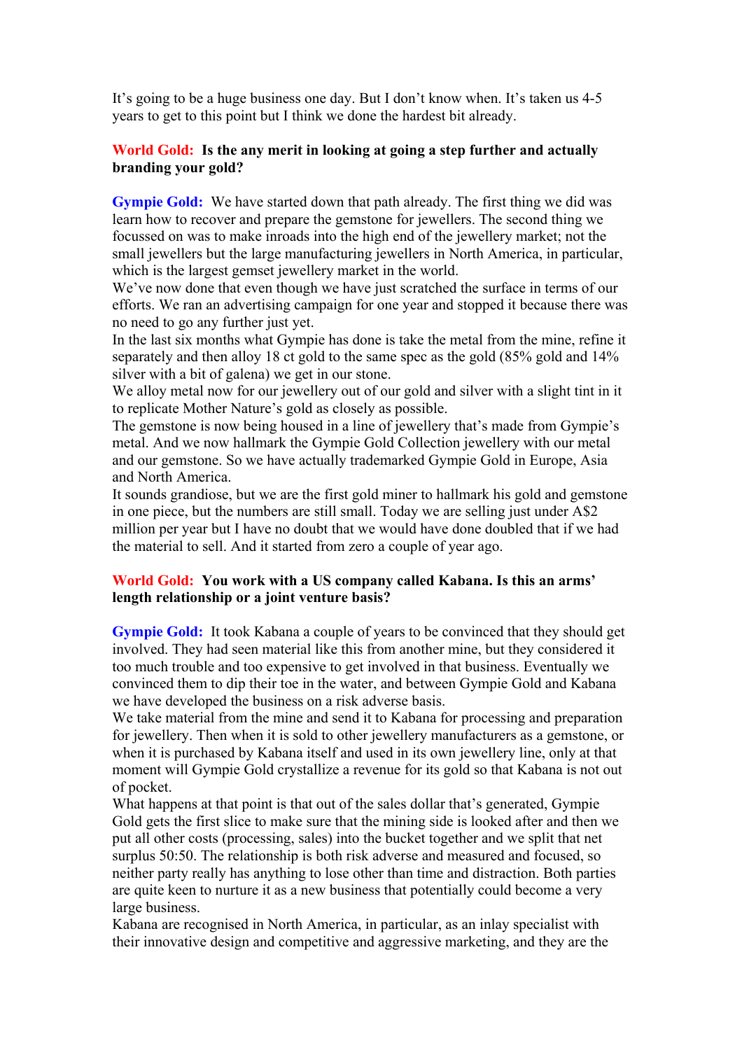It’s going to be a huge business one day. But I don’t know when. It’s taken us 4-5 years to get to this point but I think we done the hardest bit already.

**World Gold: Is the any merit in looking at going a step further and actually branding your gold?**

**Gympie Gold:** We have started down that path already. The first thing we did was learn how to recover and prepare the gemstone for jewellers. The second thing we focussed on was to make inroads into the high end of the jewellery market; not the small jewellers but the large manufacturing jewellers in North America, in particular, which is the largest gemset jewellery market in the world.

We’ve now done that even though we have just scratched the surface in terms of our efforts. We ran an advertising campaign for one year and stopped it because there was no need to go any further just yet.

In the last six months what Gympie has done is take the metal from the mine, refine it separately and then alloy 18 ct gold to the same spec as the gold (85% gold and 14% silver with a bit of galena) we get in our stone.

We alloy metal now for our jewellery out of our gold and silver with a slight tint in it to replicate Mother Nature’s gold as closely as possible.

The gemstone is now being housed in a line of jewellery that’s made from Gympie’s metal. And we now hallmark the Gympie Gold Collection jewellery with our metal and our gemstone. So we have actually trademarked Gympie Gold in Europe, Asia and North America.

It sounds grandiose, but we are the first gold miner to hallmark his gold and gemstone in one piece, but the numbers are still small. Today we are selling just under A$2 million per year but I have no doubt that we would have done doubled that if we had the material to sell. And it started from zero a couple of year ago.

**World Gold: You work with a US company called Kabana. Is this an arms’ length relationship or a joint venture basis?**

**Gympie Gold:** It took Kabana a couple of years to be convinced that they should get involved. They had seen material like this from another mine, but they considered it too much trouble and too expensive to get involved in that business. Eventually we convinced them to dip their toe in the water, and between Gympie Gold and Kabana we have developed the business on a risk adverse basis.

We take material from the mine and send it to Kabana for processing and preparation for jewellery. Then when it is sold to other jewellery manufacturers as a gemstone, or when it is purchased by Kabana itself and used in its own jewellery line, only at that moment will Gympie Gold crystallize a revenue for its gold so that Kabana is not out of pocket.

What happens at that point is that out of the sales dollar that’s generated, Gympie Gold gets the first slice to make sure that the mining side is looked after and then we put all other costs (processing, sales) into the bucket together and we split that net surplus 50:50. The relationship is both risk adverse and measured and focused, so neither party really has anything to lose other than time and distraction. Both parties are quite keen to nurture it as a new business that potentially could become a very large business.

Kabana are recognised in North America, in particular, as an inlay specialist with their innovative design and competitive and aggressive marketing, and they are the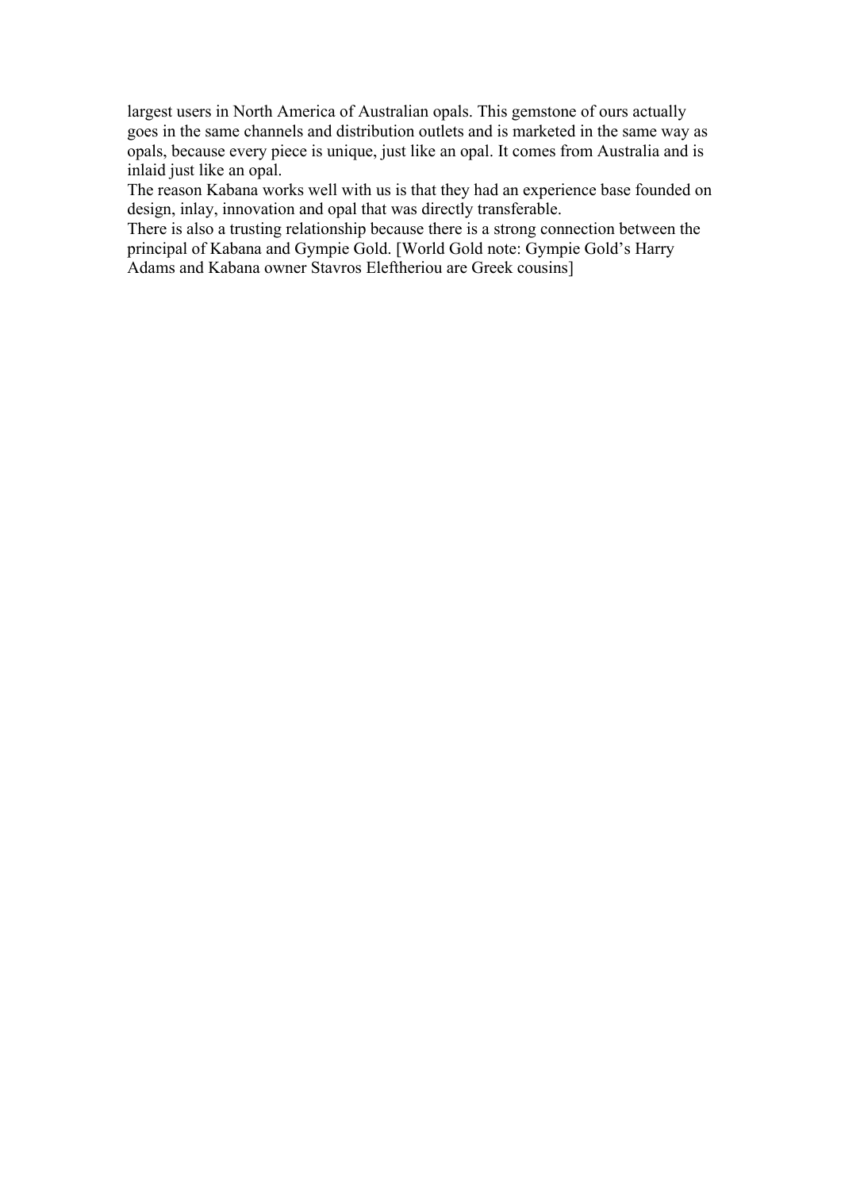largest users in North America of Australian opals. This gemstone of ours actually goes in the same channels and distribution outlets and is marketed in the same way as opals, because every piece is unique, just like an opal. It comes from Australia and is inlaid just like an opal.

The reason Kabana works well with us is that they had an experience base founded on design, inlay, innovation and opal that was directly transferable.

There is also a trusting relationship because there is a strong connection between the principal of Kabana and Gympie Gold. [World Gold note: Gympie Gold's Harry Adams and Kabana owner Stavros Eleftheriou are Greek cousins]